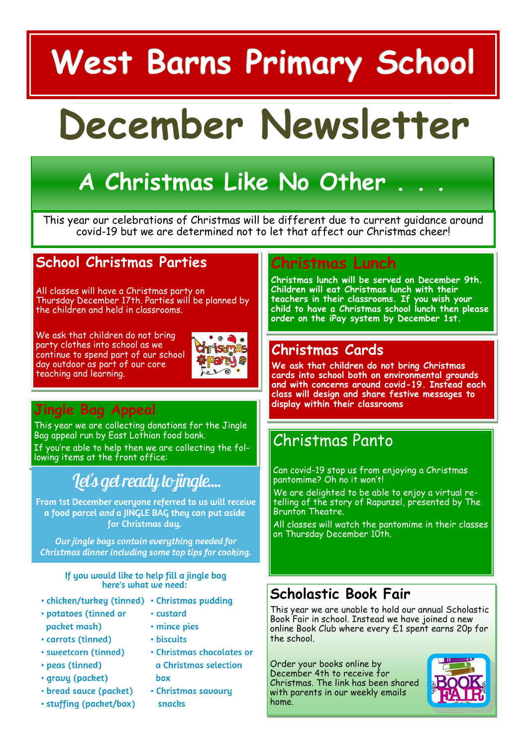# West Barns Primary School

# December Newsletter

## A Christmas Like No Other . . .

This year our celebrations of Christmas will be different due to current guidance around covid-19 but we are determined not to let that affect our Christmas cheer!

### School Christmas Parties

All classes will have a Christmas party on Thursday December 17th. Parties will be planned by the children and held in classrooms.

We ask that children do not bring party clothes into school as we continue to spend part of our school day outdoor as part of our core teaching and learning.

### Jingle Bag Appeal

This year we are collecting donations for the Jingle Bag appeal run by East Lothian food bank.

If you're able to help then we are collecting the following items at the front office:

**Let's get ready to jingle....**

**From 1st December everyone referred to us will receive a food parcel *and* a JINGLE BAG they can put aside for Christmas day.**

***Our jingle bags contain everything needed for Christmas dinner including some top tips for cooking.***

**If you would like to help fill a jingle bag here's what we need:**

- chicken/turkey (tinned)
- potatoes (tinned or packet mash)
- carrots (tinned)
- sweetcorn (tinned)
- peas (tinned)
- gravy (packet)
- bread sauce (packet)
- stuffing (packet/box)
- Christmas pudding
- custard
- mince pies
- biscuits
- Christmas chocolates or a Christmas selection box
- Christmas savoury snacks

### Christmas Lunch

**Christmas lunch will be served on December 9th. Children will eat Christmas lunch with their teachers in their classrooms. If you wish your child to have a Christmas school lunch then please order on the iPay system by December 1st.**

### Christmas Cards

**We ask that children do not bring Christmas cards into school both on environmental grounds and with concerns around covid-19. Instead each class will design and share festive messages to display within their classrooms**

### Christmas Panto

Can covid-19 stop us from enjoying a Christmas pantomime? Oh no it won't!

We are delighted to be able to enjoy a virtual re-telling of the story of Rapunzel, presented by The Brunton Theatre.

All classes will watch the pantomime in their classes on Thursday December 10th.

### Scholastic Book Fair

This year we are unable to hold our annual Scholastic Book Fair in school. Instead we have joined a new online Book Club where every £1 spent earns 20p for the school.

Order your books online by December 4th to receive for Christmas. The link has been shared with parents in our weekly emails home.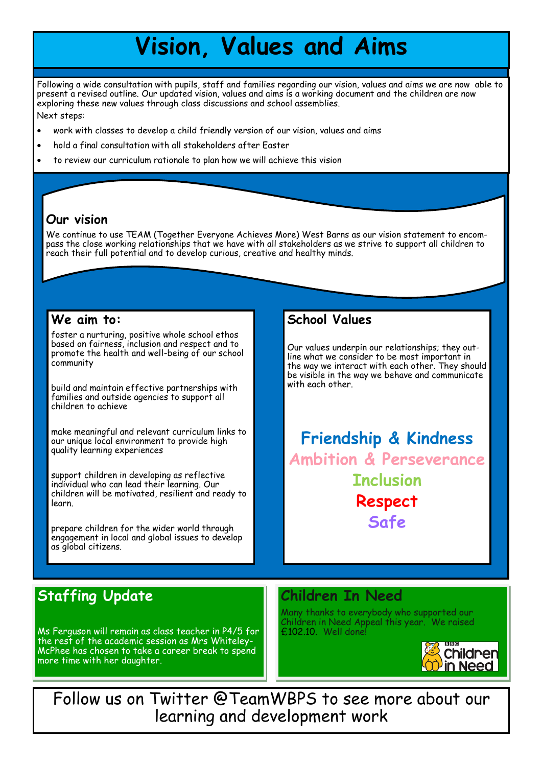# Vision, Values and Aims

Following a wide consultation with pupils, staff and families regarding our vision, values and aims we are now able to present a revised outline. Our updated vision, values and aims is a working document and the children are now exploring these new values through class discussions and school assemblies.

Next steps:

- work with classes to develop a child friendly version of our vision, values and aims
- hold a final consultation with all stakeholders after Easter
- to review our curriculum rationale to plan how we will achieve this vision

## Our vision

We continue to use TEAM (Together Everyone Achieves More) West Barns as our vision statement to encompass the close working relationships that we have with all stakeholders as we strive to support all children to reach their full potential and to develop curious, creative and healthy minds.

## We aim to:

foster a nurturing, positive whole school ethos based on fairness, inclusion and respect and to promote the health and well-being of our school community

build and maintain effective partnerships with families and outside agencies to support all children to achieve

make meaningful and relevant curriculum links to our unique local environment to provide high quality learning experiences

support children in developing as reflective individual who can lead their learning. Our children will be motivated, resilient and ready to learn.

prepare children for the wider world through engagement in local and global issues to develop as global citizens.

## School Values

Our values underpin our relationships; they outline what we consider to be most important in the way we interact with each other. They should be visible in the way we behave and communicate with each other.

**Friendship & Kindness**

**Ambition & Perseverance**

**Inclusion**

**Respect**

**Safe**

## Staffing Update

Ms Ferguson will remain as class teacher in P4/5 for the rest of the academic session as Mrs Whiteley-McPhee has chosen to take a career break to spend more time with her daughter.

## Children In Need

Many thanks to everybody who supported our Children in Need Appeal this year. We raised £102.10. Well done!

Follow us on Twitter @TeamWBPS to see more about our learning and development work